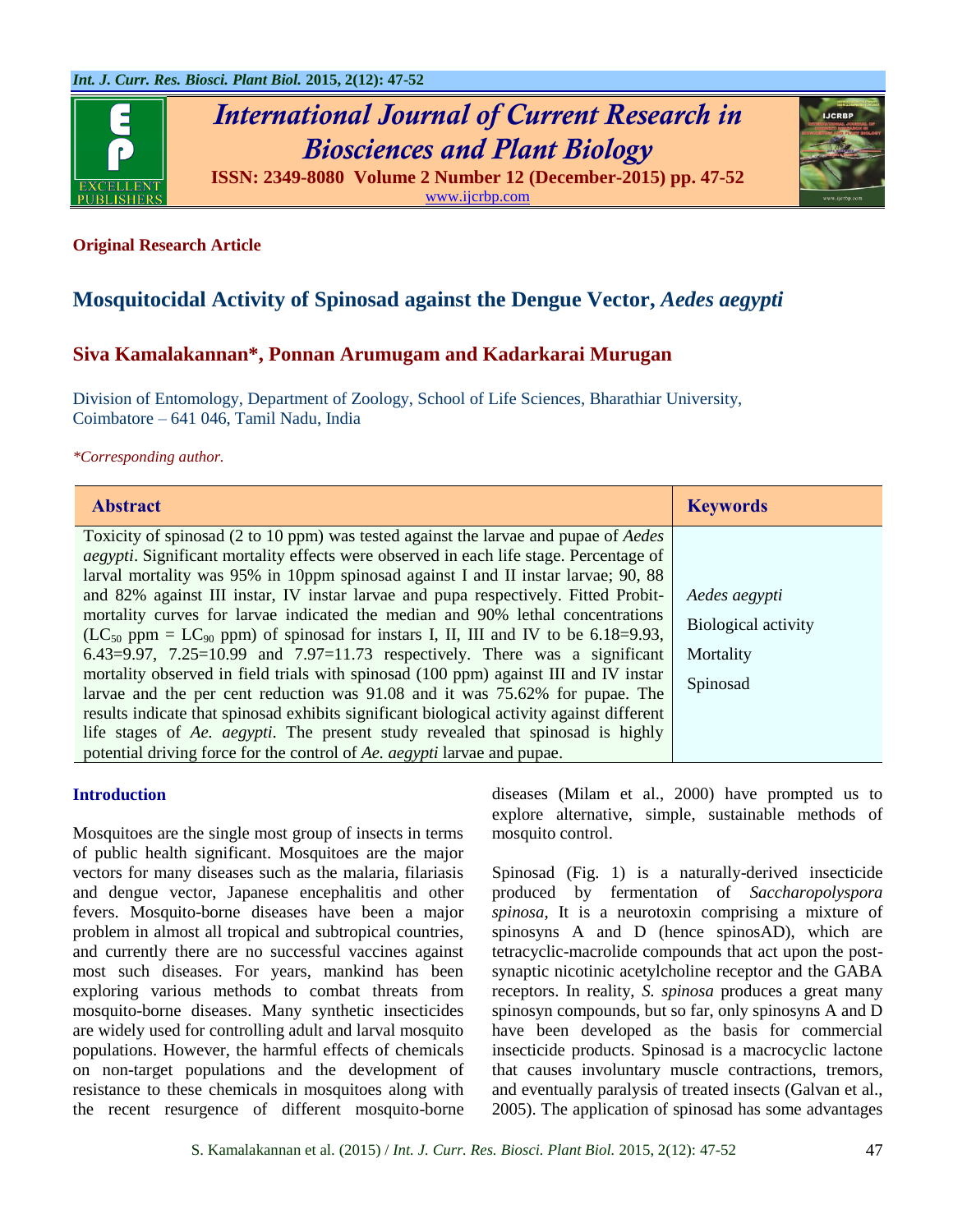**Original Research Article**

# Mosquitocidal Activity of Spinosad against the Dengue Vector, *Aedes aegypti*

## Siva Kamalakannan*, Ponnan Arumugam and Kadarkarai Murugan

Division of Entomology, Department of Zoology, School of Life Sciences, Bharathiar University, Coimbatore – 641 046, Tamil Nadu, India

*\*Corresponding author.*

| Abstract | Keywords |
|---|---|
| Toxicity of spinosad (2 to 10 ppm) was tested against the larvae and pupae of *Aedes aegypti*. Significant mortality effects were observed in each life stage. Percentage of larval mortality was 95% in 10ppm spinosad against I and II instar larvae; 90, 88 and 82% against III instar, IV instar larvae and pupa respectively. Fitted Probit-mortality curves for larvae indicated the median and 90% lethal concentrations ($LC_{50}$ ppm = $LC_{90}$ ppm) of spinosad for instars I, II, III and IV to be 6.18=9.93, 6.43=9.97, 7.25=10.99 and 7.97=11.73 respectively. There was a significant mortality observed in field trials with spinosad (100 ppm) against III and IV instar larvae and the per cent reduction was 91.08 and it was 75.62% for pupae. The results indicate that spinosad exhibits significant biological activity against different life stages of *Ae. aegypti*. The present study revealed that spinosad is highly potential driving force for the control of *Ae. aegypti* larvae and pupae. | *Aedes aegypti*<br>Biological activity<br>Mortality<br>Spinosad |

## Introduction

Mosquitoes are the single most group of insects in terms of public health significant. Mosquitoes are the major vectors for many diseases such as the malaria, filariasis and dengue vector, Japanese encephalitis and other fevers. Mosquito-borne diseases have been a major problem in almost all tropical and subtropical countries, and currently there are no successful vaccines against most such diseases. For years, mankind has been exploring various methods to combat threats from mosquito-borne diseases. Many synthetic insecticides are widely used for controlling adult and larval mosquito populations. However, the harmful effects of chemicals on non-target populations and the development of resistance to these chemicals in mosquitoes along with the recent resurgence of different mosquito-borne diseases (Milam et al., 2000) have prompted us to explore alternative, simple, sustainable methods of mosquito control.

Spinosad (Fig. 1) is a naturally-derived insecticide produced by fermentation of *Saccharopolyspora spinosa*, It is a neurotoxin comprising a mixture of spinosyns A and D (hence spinosAD), which are tetracyclic-macrolide compounds that act upon the post-synaptic nicotinic acetylcholine receptor and the GABA receptors. In reality, *S. spinosa* produces a great many spinosyn compounds, but so far, only spinosyns A and D have been developed as the basis for commercial insecticide products. Spinosad is a macrocyclic lactone that causes involuntary muscle contractions, tremors, and eventually paralysis of treated insects (Galvan et al., 2005). The application of spinosad has some advantages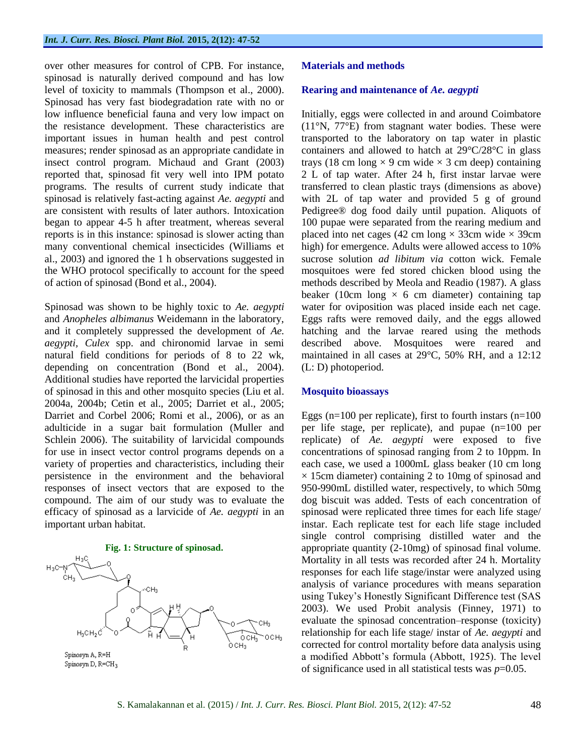over other measures for control of CPB. For instance, spinosad is naturally derived compound and has low level of toxicity to mammals (Thompson et al., 2000). Spinosad has very fast biodegradation rate with no or low influence beneficial fauna and very low impact on the resistance development. These characteristics are important issues in human health and pest control measures; render spinosad as an appropriate candidate in insect control program. Michaud and Grant (2003) reported that, spinosad fit very well into IPM potato programs. The results of current study indicate that spinosad is relatively fast-acting against *Ae. aegypti* and are consistent with results of later authors. Intoxication began to appear 4-5 h after treatment, whereas several reports is in this instance: spinosad is slower acting than many conventional chemical insecticides (Williams et al., 2003) and ignored the 1 h observations suggested in the WHO protocol specifically to account for the speed of action of spinosad (Bond et al., 2004).

Spinosad was shown to be highly toxic to *Ae. aegypti* and *Anopheles albimanus* Weidemann in the laboratory, and it completely suppressed the development of *Ae. aegypti*, *Culex* spp. and chironomid larvae in semi natural field conditions for periods of 8 to 22 wk, depending on concentration (Bond et al., 2004). Additional studies have reported the larvicidal properties of spinosad in this and other mosquito species (Liu et al. 2004a, 2004b; Cetin et al., 2005; Darriet et al., 2005; Darriet and Corbel 2006; Romi et al., 2006), or as an adulticide in a sugar bait formulation (Muller and Schlein 2006). The suitability of larvicidal compounds for use in insect vector control programs depends on a variety of properties and characteristics, including their persistence in the environment and the behavioral responses of insect vectors that are exposed to the compound. The aim of our study was to evaluate the efficacy of spinosad as a larvicide of *Ae. aegypti* in an important urban habitat.

**Fig. 1: Structure of spinosad.**

Spinosyn A, R=H
Spinosyn D, R=$CH_3$

## Materials and methods

### Rearing and maintenance of *Ae. aegypti*

Initially, eggs were collected in and around Coimbatore (11°N, 77°E) from stagnant water bodies. These were transported to the laboratory on tap water in plastic containers and allowed to hatch at 29°C/28°C in glass trays (18 cm long × 9 cm wide × 3 cm deep) containing 2 L of tap water. After 24 h, first instar larvae were transferred to clean plastic trays (dimensions as above) with 2L of tap water and provided 5 g of ground Pedigree® dog food daily until pupation. Aliquots of 100 pupae were separated from the rearing medium and placed into net cages (42 cm long × 33cm wide × 39cm high) for emergence. Adults were allowed access to 10% sucrose solution *ad libitum via* cotton wick. Female mosquitoes were fed stored chicken blood using the methods described by Meola and Readio (1987). A glass beaker (10cm long × 6 cm diameter) containing tap water for oviposition was placed inside each net cage. Eggs rafts were removed daily, and the eggs allowed hatching and the larvae reared using the methods described above. Mosquitoes were reared and maintained in all cases at 29°C, 50% RH, and a 12:12 (L: D) photoperiod.

### Mosquito bioassays

Eggs (n=100 per replicate), first to fourth instars (n=100 per life stage, per replicate), and pupae (n=100 per replicate) of *Ae. aegypti* were exposed to five concentrations of spinosad ranging from 2 to 10ppm. In each case, we used a 1000mL glass beaker (10 cm long × 15cm diameter) containing 2 to 10mg of spinosad and 950-990mL distilled water, respectively, to which 50mg dog biscuit was added. Tests of each concentration of spinosad were replicated three times for each life stage/ instar. Each replicate test for each life stage included single control comprising distilled water and the appropriate quantity (2-10mg) of spinosad final volume. Mortality in all tests was recorded after 24 h. Mortality responses for each life stage/instar were analyzed using analysis of variance procedures with means separation using Tukey's Honestly Significant Difference test (SAS 2003). We used Probit analysis (Finney, 1971) to evaluate the spinosad concentration–response (toxicity) relationship for each life stage/ instar of *Ae. aegypti* and corrected for control mortality before data analysis using a modified Abbott's formula (Abbott, 1925). The level of significance used in all statistical tests was $p$=0.05.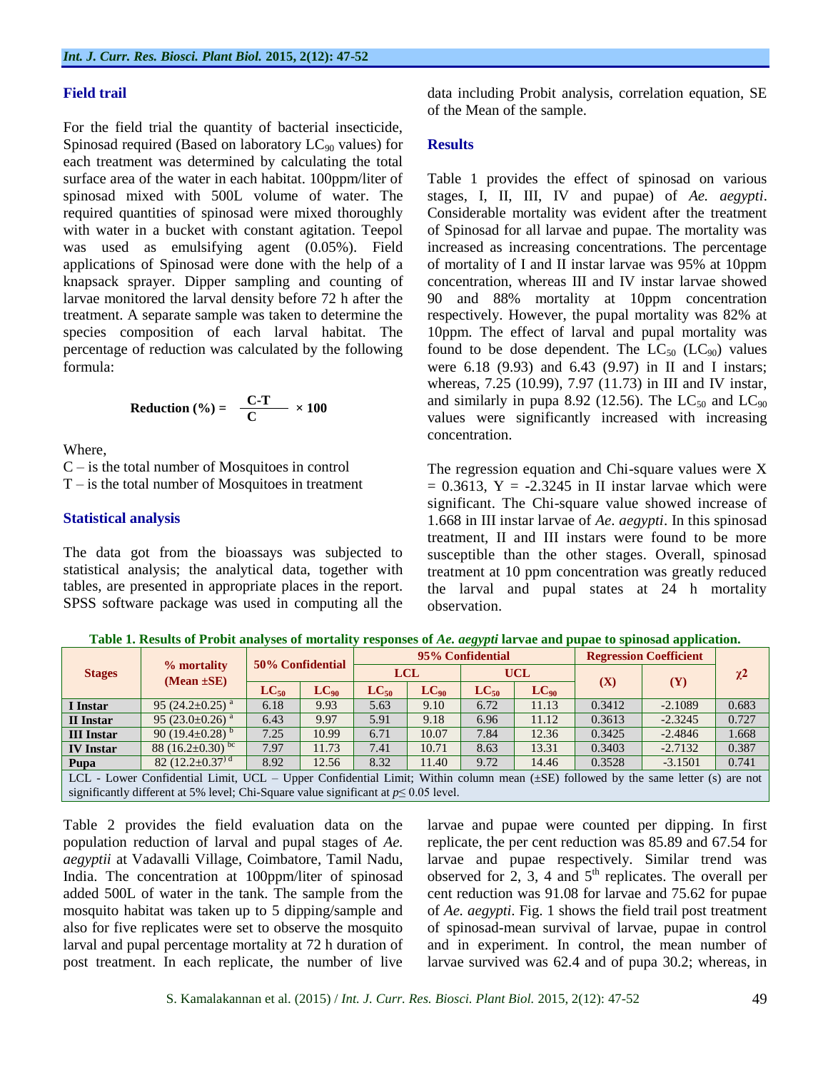### Field trail

For the field trial the quantity of bacterial insecticide, Spinosad required (Based on laboratory $LC_{90}$ values) for each treatment was determined by calculating the total surface area of the water in each habitat. 100ppm/liter of spinosad mixed with 500L volume of water. The required quantities of spinosad were mixed thoroughly with water in a bucket with constant agitation. Teepol was used as emulsifying agent (0.05%). Field applications of Spinosad were done with the help of a knapsack sprayer. Dipper sampling and counting of larvae monitored the larval density before 72 h after the treatment. A separate sample was taken to determine the species composition of each larval habitat. The percentage of reduction was calculated by the following formula:

$$\textbf{Reduction (\%)} = \frac{C-T}{C} \times 100$$

Where,

C – is the total number of Mosquitoes in control
T – is the total number of Mosquitoes in treatment

### Statistical analysis

The data got from the bioassays was subjected to statistical analysis; the analytical data, together with tables, are presented in appropriate places in the report. SPSS software package was used in computing all the data including Probit analysis, correlation equation, SE of the Mean of the sample.

### Results

Table 1 provides the effect of spinosad on various stages, I, II, III, IV and pupae) of *Ae. aegypti*. Considerable mortality was evident after the treatment of Spinosad for all larvae and pupae. The mortality was increased as increasing concentrations. The percentage of mortality of I and II instar larvae was 95% at 10ppm concentration, whereas III and IV instar larvae showed 90 and 88% mortality at 10ppm concentration respectively. However, the pupal mortality was 82% at 10ppm. The effect of larval and pupal mortality was found to be dose dependent. The $LC_{50}$ ($LC_{90}$) values were 6.18 (9.93) and 6.43 (9.97) in II and I instars; whereas, 7.25 (10.99), 7.97 (11.73) in III and IV instar, and similarly in pupa 8.92 (12.56). The $LC_{50}$ and $LC_{90}$ values were significantly increased with increasing concentration.

The regression equation and Chi-square values were X = 0.3613, Y = -2.3245 in II instar larvae which were significant. The Chi-square value showed increase of 1.668 in III instar larvae of *Ae. aegypti*. In this spinosad treatment, II and III instars were found to be more susceptible than the other stages. Overall, spinosad treatment at 10 ppm concentration was greatly reduced the larval and pupal states at 24 h mortality observation.

**Table 1. Results of Probit analyses of mortality responses of *Ae. aegypti* larvae and pupae to spinosad application.**

| Stages | % mortality (Mean ±SE) | 50% Confidential | | 95% Confidential | | | | Regression Coefficient | | $\chi^2$ |
|---|---|---|---|---|---|---|---|---|---|---|
| | | | | LCL | | UCL | | (X) | (Y) | |
| | | $LC_{50}$ | $LC_{90}$ | $LC_{50}$ | $LC_{90}$ | $LC_{50}$ | $LC_{90}$ | | | |
| **I Instar** | 95 (24.2±0.25) [a] | 6.18 | 9.93 | 5.63 | 9.10 | 6.72 | 11.13 | 0.3412 | -2.1089 | 0.683 |
| **II Instar** | 95 (23.0±0.26) [a] | 6.43 | 9.97 | 5.91 | 9.18 | 6.96 | 11.12 | 0.3613 | -2.3245 | 0.727 |
| **III Instar** | 90 (19.4±0.28) [b] | 7.25 | 10.99 | 6.71 | 10.07 | 7.84 | 12.36 | 0.3425 | -2.4846 | 1.668 |
| **IV Instar** | 88 (16.2±0.30) [bc] | 7.97 | 11.73 | 7.41 | 10.71 | 8.63 | 13.31 | 0.3403 | -2.7132 | 0.387 |
| **Pupa** | 82 (12.2±0.37) [d] | 8.92 | 12.56 | 8.32 | 11.40 | 9.72 | 14.46 | 0.3528 | -3.1501 | 0.741 |

LCL - Lower Confidential Limit, UCL – Upper Confidential Limit; Within column mean (±SE) followed by the same letter (s) are not significantly different at 5% level; Chi-Square value significant at $p \leq 0.05$ level.

Table 2 provides the field evaluation data on the population reduction of larval and pupal stages of *Ae. aegyptii* at Vadavalli Village, Coimbatore, Tamil Nadu, India. The concentration at 100ppm/liter of spinosad added 500L of water in the tank. The sample from the mosquito habitat was taken up to 5 dipping/sample and also for five replicates were set to observe the mosquito larval and pupal percentage mortality at 72 h duration of post treatment. In each replicate, the number of live larvae and pupae were counted per dipping. In first replicate, the per cent reduction was 85.89 and 67.54 for larvae and pupae respectively. Similar trend was observed for 2, 3, 4 and 5[th] replicates. The overall per cent reduction was 91.08 for larvae and 75.62 for pupae of *Ae. aegypti*. Fig. 1 shows the field trail post treatment of spinosad-mean survival of larvae, pupae in control and in experiment. In control, the mean number of larvae survived was 62.4 and of pupa 30.2; whereas, in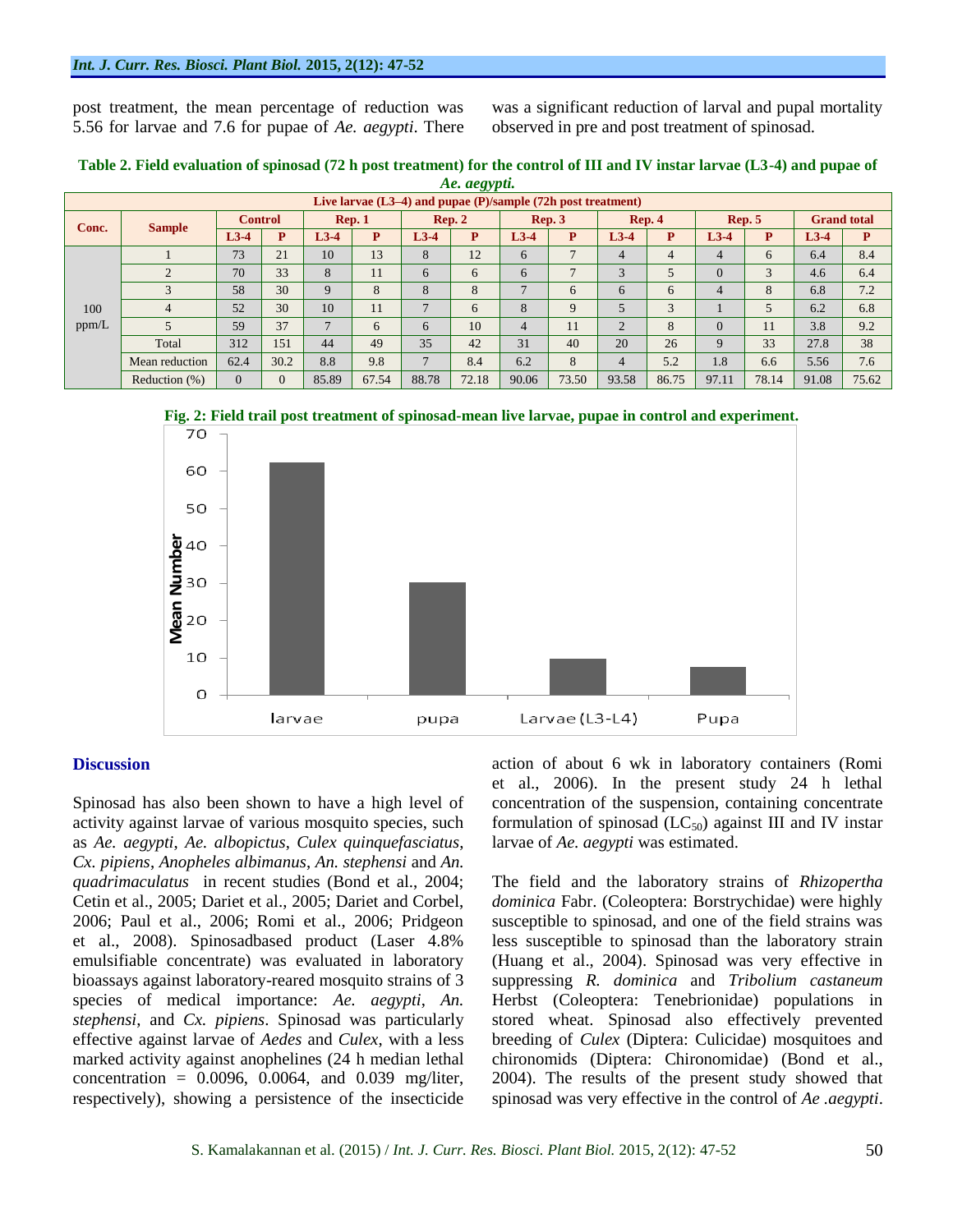post treatment, the mean percentage of reduction was 5.56 for larvae and 7.6 for pupae of *Ae. aegypti*. There was a significant reduction of larval and pupal mortality observed in pre and post treatment of spinosad.

**Table 2. Field evaluation of spinosad (72 h post treatment) for the control of III and IV instar larvae (L3-4) and pupae of *Ae. aegypti.***

| Live larvae (L3–4) and pupae (P)/sample (72h post treatment) | | | | | | | | | | | | | | | | | |
|---|---|---|---|---|---|---|---|---|---|---|---|---|---|---|---|---|---|
| Conc. | Sample | Control | | Rep. 1 | | Rep. 2 | | Rep. 3 | | Rep. 4 | | Rep. 5 | | Grand total | |
| | | L3-4 | P | L3-4 | P | L3-4 | P | L3-4 | P | L3-4 | P | L3-4 | P | L3-4 | P |
| 100 ppm/L | 1 | 73 | 21 | 10 | 13 | 8 | 12 | 6 | 7 | 4 | 4 | 4 | 6 | 6.4 | 8.4 |
| | 2 | 70 | 33 | 8 | 11 | 6 | 6 | 6 | 7 | 3 | 5 | 0 | 3 | 4.6 | 6.4 |
| | 3 | 58 | 30 | 9 | 8 | 8 | 8 | 7 | 6 | 6 | 6 | 4 | 8 | 6.8 | 7.2 |
| | 4 | 52 | 30 | 10 | 11 | 7 | 6 | 8 | 9 | 5 | 3 | 1 | 5 | 6.2 | 6.8 |
| | 5 | 59 | 37 | 7 | 6 | 6 | 10 | 4 | 11 | 2 | 8 | 0 | 11 | 3.8 | 9.2 |
| | Total | 312 | 151 | 44 | 49 | 35 | 42 | 31 | 40 | 20 | 26 | 9 | 33 | 27.8 | 38 |
| | Mean reduction | 62.4 | 30.2 | 8.8 | 9.8 | 7 | 8.4 | 6.2 | 8 | 4 | 5.2 | 1.8 | 6.6 | 5.56 | 7.6 |
| | Reduction (%) | 0 | 0 | 85.89 | 67.54 | 88.78 | 72.18 | 90.06 | 73.50 | 93.58 | 86.75 | 97.11 | 78.14 | 91.08 | 75.62 |

**Fig. 2: Field trail post treatment of spinosad-mean live larvae, pupae in control and experiment.**

## Discussion

Spinosad has also been shown to have a high level of activity against larvae of various mosquito species, such as *Ae. aegypti*, *Ae. albopictus*, *Culex quinquefasciatus*, *Cx. pipiens*, *Anopheles albimanus*, *An. stephensi* and *An. quadrimaculatus* in recent studies (Bond et al., 2004; Cetin et al., 2005; Dariet et al., 2005; Dariet and Corbel, 2006; Paul et al., 2006; Romi et al., 2006; Pridgeon et al., 2008). Spinosadbased product (Laser 4.8% emulsifiable concentrate) was evaluated in laboratory bioassays against laboratory-reared mosquito strains of 3 species of medical importance: *Ae. aegypti*, *An. stephensi*, and *Cx. pipiens*. Spinosad was particularly effective against larvae of *Aedes* and *Culex*, with a less marked activity against anophelines (24 h median lethal concentration = 0.0096, 0.0064, and 0.039 mg/liter, respectively), showing a persistence of the insecticide action of about 6 wk in laboratory containers (Romi et al., 2006). In the present study 24 h lethal concentration of the suspension, containing concentrate formulation of spinosad ($LC_{50}$) against III and IV instar larvae of *Ae. aegypti* was estimated.

The field and the laboratory strains of *Rhizopertha dominica* Fabr. (Coleoptera: Borstrychidae) were highly susceptible to spinosad, and one of the field strains was less susceptible to spinosad than the laboratory strain (Huang et al., 2004). Spinosad was very effective in suppressing *R. dominica* and *Tribolium castaneum* Herbst (Coleoptera: Tenebrionidae) populations in stored wheat. Spinosad also effectively prevented breeding of *Culex* (Diptera: Culicidae) mosquitoes and chironomids (Diptera: Chironomidae) (Bond et al., 2004). The results of the present study showed that spinosad was very effective in the control of *Ae .aegypti*.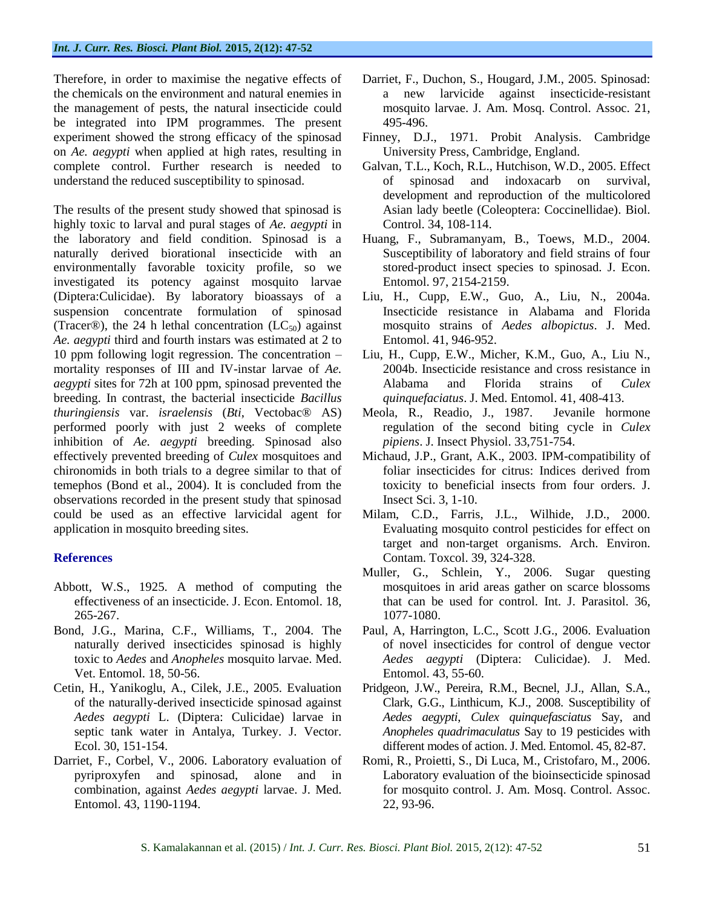Therefore, in order to maximise the negative effects of the chemicals on the environment and natural enemies in the management of pests, the natural insecticide could be integrated into IPM programmes. The present experiment showed the strong efficacy of the spinosad on *Ae. aegypti* when applied at high rates, resulting in complete control. Further research is needed to understand the reduced susceptibility to spinosad.

The results of the present study showed that spinosad is highly toxic to larval and pural stages of *Ae. aegypti* in the laboratory and field condition. Spinosad is a naturally derived biorational insecticide with an environmentally favorable toxicity profile, so we investigated its potency against mosquito larvae (Diptera:Culicidae). By laboratory bioassays of a suspension concentrate formulation of spinosad (Tracer®), the 24 h lethal concentration ($LC_{50}$) against *Ae. aegypti* third and fourth instars was estimated at 2 to 10 ppm following logit regression. The concentration – mortality responses of III and IV-instar larvae of *Ae. aegypti* sites for 72h at 100 ppm, spinosad prevented the breeding. In contrast, the bacterial insecticide *Bacillus thuringiensis* var. *israelensis* (*Bti*, Vectobac® AS) performed poorly with just 2 weeks of complete inhibition of *Ae. aegypti* breeding. Spinosad also effectively prevented breeding of *Culex* mosquitoes and chironomids in both trials to a degree similar to that of temephos (Bond et al., 2004). It is concluded from the observations recorded in the present study that spinosad could be used as an effective larvicidal agent for application in mosquito breeding sites.

## References

Abbott, W.S., 1925. A method of computing the effectiveness of an insecticide. J. Econ. Entomol. 18, 265-267.

Bond, J.G., Marina, C.F., Williams, T., 2004. The naturally derived insecticides spinosad is highly toxic to *Aedes* and *Anopheles* mosquito larvae. Med. Vet. Entomol. 18, 50-56.

Cetin, H., Yanikoglu, A., Cilek, J.E., 2005. Evaluation of the naturally-derived insecticide spinosad against *Aedes aegypti* L. (Diptera: Culicidae) larvae in septic tank water in Antalya, Turkey. J. Vector. Ecol. 30, 151-154.

Darriet, F., Corbel, V., 2006. Laboratory evaluation of pyriproxyfen and spinosad, alone and in combination, against *Aedes aegypti* larvae. J. Med. Entomol. 43, 1190-1194.

Darriet, F., Duchon, S., Hougard, J.M., 2005. Spinosad: a new larvicide against insecticide-resistant mosquito larvae. J. Am. Mosq. Control. Assoc. 21, 495-496.

Finney, D.J., 1971. Probit Analysis. Cambridge University Press, Cambridge, England.

Galvan, T.L., Koch, R.L., Hutchison, W.D., 2005. Effect of spinosad and indoxacarb on survival, development and reproduction of the multicolored Asian lady beetle (Coleoptera: Coccinellidae). Biol. Control. 34, 108-114.

Huang, F., Subramanyam, B., Toews, M.D., 2004. Susceptibility of laboratory and field strains of four stored-product insect species to spinosad. J. Econ. Entomol. 97, 2154-2159.

Liu, H., Cupp, E.W., Guo, A., Liu, N., 2004a. Insecticide resistance in Alabama and Florida mosquito strains of *Aedes albopictus*. J. Med. Entomol. 41, 946-952.

Liu, H., Cupp, E.W., Micher, K.M., Guo, A., Liu N., 2004b. Insecticide resistance and cross resistance in Alabama and Florida strains of *Culex quinquefaciatus*. J. Med. Entomol. 41, 408-413.

Meola, R., Readio, J., 1987. Jevanile hormone regulation of the second biting cycle in *Culex pipiens*. J. Insect Physiol. 33,751-754.

Michaud, J.P., Grant, A.K., 2003. IPM-compatibility of foliar insecticides for citrus: Indices derived from toxicity to beneficial insects from four orders. J. Insect Sci. 3, 1-10.

Milam, C.D., Farris, J.L., Wilhide, J.D., 2000. Evaluating mosquito control pesticides for effect on target and non-target organisms. Arch. Environ. Contam. Toxcol. 39, 324-328.

Muller, G., Schlein, Y., 2006. Sugar questing mosquitoes in arid areas gather on scarce blossoms that can be used for control. Int. J. Parasitol. 36, 1077-1080.

Paul, A, Harrington, L.C., Scott J.G., 2006. Evaluation of novel insecticides for control of dengue vector *Aedes aegypti* (Diptera: Culicidae). J. Med. Entomol. 43, 55-60.

Pridgeon, J.W., Pereira, R.M., Becnel, J.J., Allan, S.A., Clark, G.G., Linthicum, K.J., 2008. Susceptibility of *Aedes aegypti*, *Culex quinquefasciatus* Say, and *Anopheles quadrimaculatus* Say to 19 pesticides with different modes of action. J. Med. Entomol. 45, 82-87.

Romi, R., Proietti, S., Di Luca, M., Cristofaro, M., 2006. Laboratory evaluation of the bioinsecticide spinosad for mosquito control. J. Am. Mosq. Control. Assoc. 22, 93-96.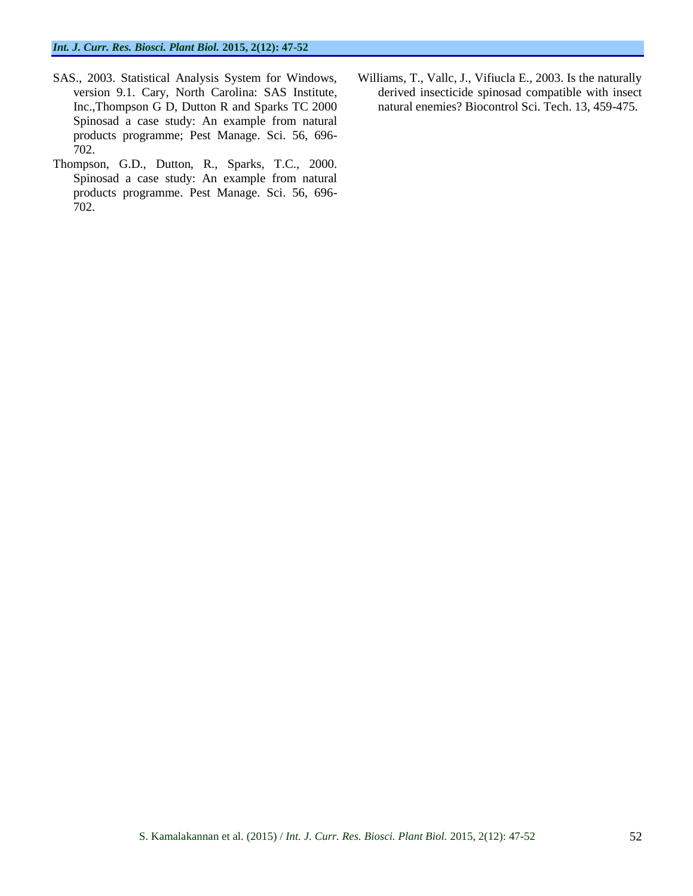SAS., 2003. Statistical Analysis System for Windows, version 9.1. Cary, North Carolina: SAS Institute, Inc.,Thompson G D, Dutton R and Sparks TC 2000 Spinosad a case study: An example from natural products programme; Pest Manage. Sci. 56, 696-702.

Thompson, G.D., Dutton, R., Sparks, T.C., 2000. Spinosad a case study: An example from natural products programme. Pest Manage. Sci. 56, 696-702.

Williams, T., Vallc, J., Vifiucla E., 2003. Is the naturally derived insecticide spinosad compatible with insect natural enemies? Biocontrol Sci. Tech. 13, 459-475.